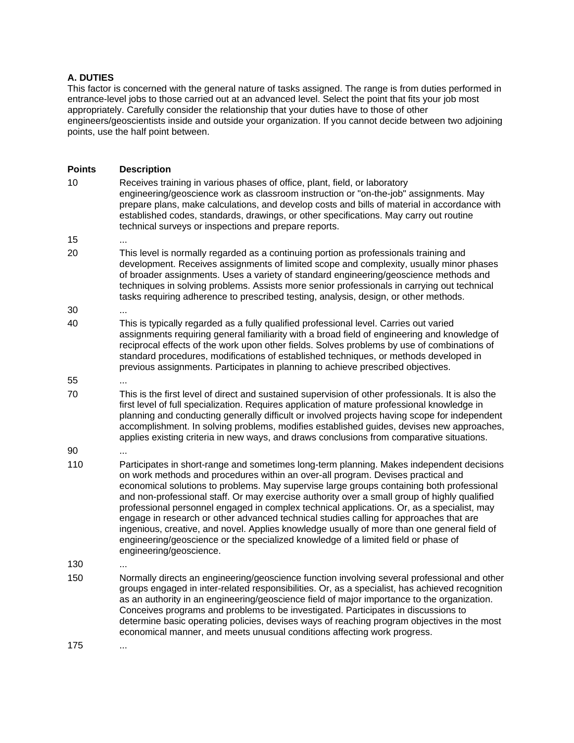**A. DUTIES**

This factor is concerned with the general nature of tasks assigned. The range is from duties performed in entrance-level jobs to those carried out at an advanced level. Select the point that fits your job most appropriately. Carefully consider the relationship that your duties have to those of other engineers/geoscientists inside and outside your organization. If you cannot decide between two adjoining points, use the half point between.

| Points | Description |
|---|---|
| 10 | Receives training in various phases of office, plant, field, or laboratory engineering/geoscience work as classroom instruction or "on-the-job" assignments. May prepare plans, make calculations, and develop costs and bills of material in accordance with established codes, standards, drawings, or other specifications. May carry out routine technical surveys or inspections and prepare reports. |
| 15 | ... |
| 20 | This level is normally regarded as a continuing portion as professionals training and development. Receives assignments of limited scope and complexity, usually minor phases of broader assignments. Uses a variety of standard engineering/geoscience methods and techniques in solving problems. Assists more senior professionals in carrying out technical tasks requiring adherence to prescribed testing, analysis, design, or other methods. |
| 30 | ... |
| 40 | This is typically regarded as a fully qualified professional level. Carries out varied assignments requiring general familiarity with a broad field of engineering and knowledge of reciprocal effects of the work upon other fields. Solves problems by use of combinations of standard procedures, modifications of established techniques, or methods developed in previous assignments. Participates in planning to achieve prescribed objectives. |
| 55 | ... |
| 70 | This is the first level of direct and sustained supervision of other professionals. It is also the first level of full specialization. Requires application of mature professional knowledge in planning and conducting generally difficult or involved projects having scope for independent accomplishment. In solving problems, modifies established guides, devises new approaches, applies existing criteria in new ways, and draws conclusions from comparative situations. |
| 90 | ... |
| 110 | Participates in short-range and sometimes long-term planning. Makes independent decisions on work methods and procedures within an over-all program. Devises practical and economical solutions to problems. May supervise large groups containing both professional and non-professional staff. Or may exercise authority over a small group of highly qualified professional personnel engaged in complex technical applications. Or, as a specialist, may engage in research or other advanced technical studies calling for approaches that are ingenious, creative, and novel. Applies knowledge usually of more than one general field of engineering/geoscience or the specialized knowledge of a limited field or phase of engineering/geoscience. |
| 130 | ... |
| 150 | Normally directs an engineering/geoscience function involving several professional and other groups engaged in inter-related responsibilities. Or, as a specialist, has achieved recognition as an authority in an engineering/geoscience field of major importance to the organization. Conceives programs and problems to be investigated. Participates in discussions to determine basic operating policies, devises ways of reaching program objectives in the most economical manner, and meets unusual conditions affecting work progress. |
| 175 | ... |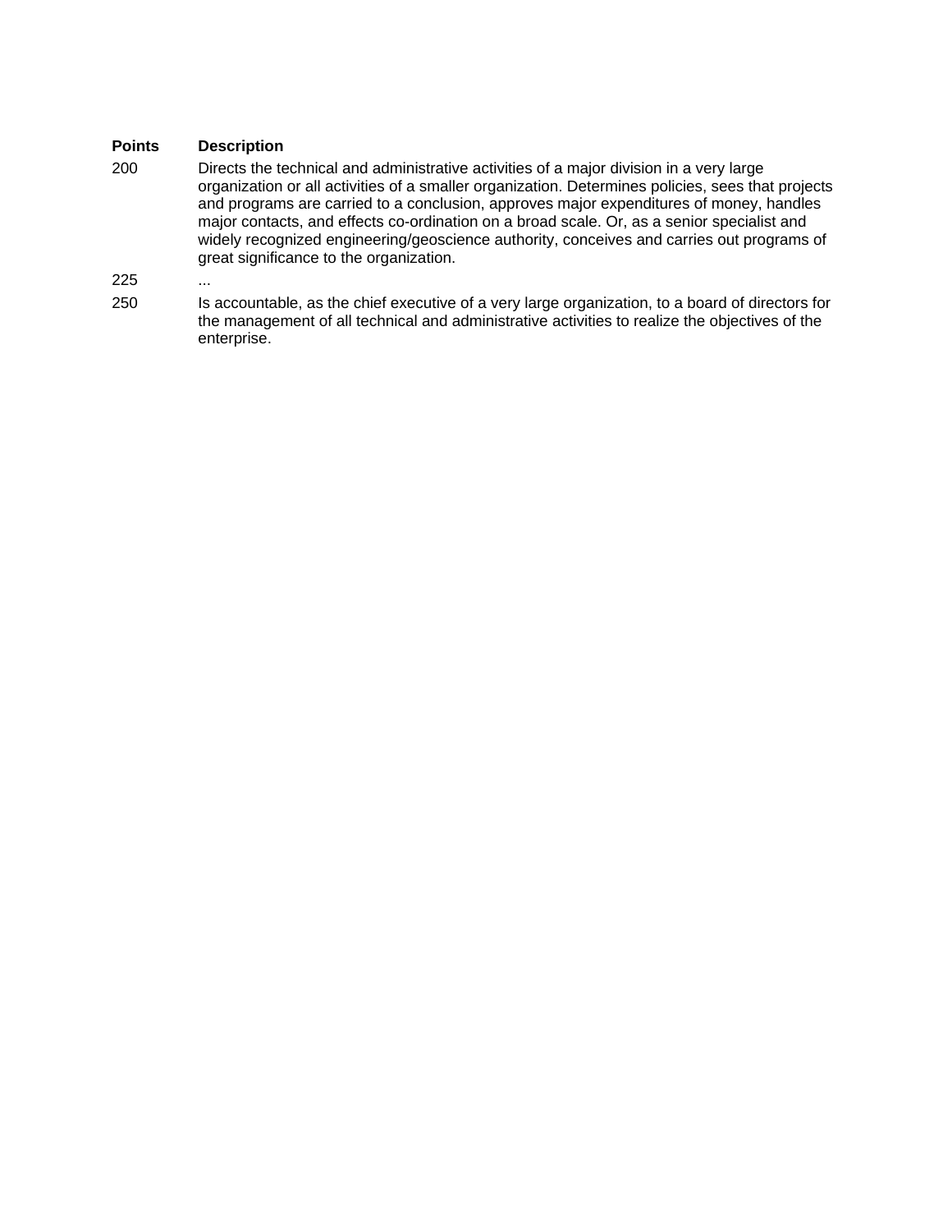| Points | Description |
|---|---|
| 200 | Directs the technical and administrative activities of a major division in a very large organization or all activities of a smaller organization. Determines policies, sees that projects and programs are carried to a conclusion, approves major expenditures of money, handles major contacts, and effects co-ordination on a broad scale. Or, as a senior specialist and widely recognized engineering/geoscience authority, conceives and carries out programs of great significance to the organization. |
| 225 | ... |
| 250 | Is accountable, as the chief executive of a very large organization, to a board of directors for the management of all technical and administrative activities to realize the objectives of the enterprise. |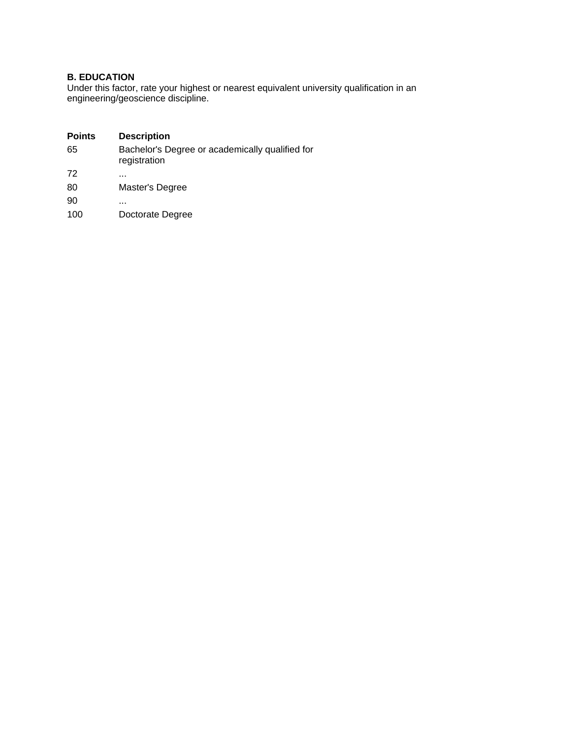**B. EDUCATION**
Under this factor, rate your highest or nearest equivalent university qualification in an engineering/geoscience discipline.

| Points | Description |
|---|---|
| 65 | Bachelor's Degree or academically qualified for registration |
| 72 | ... |
| 80 | Master's Degree |
| 90 | ... |
| 100 | Doctorate Degree |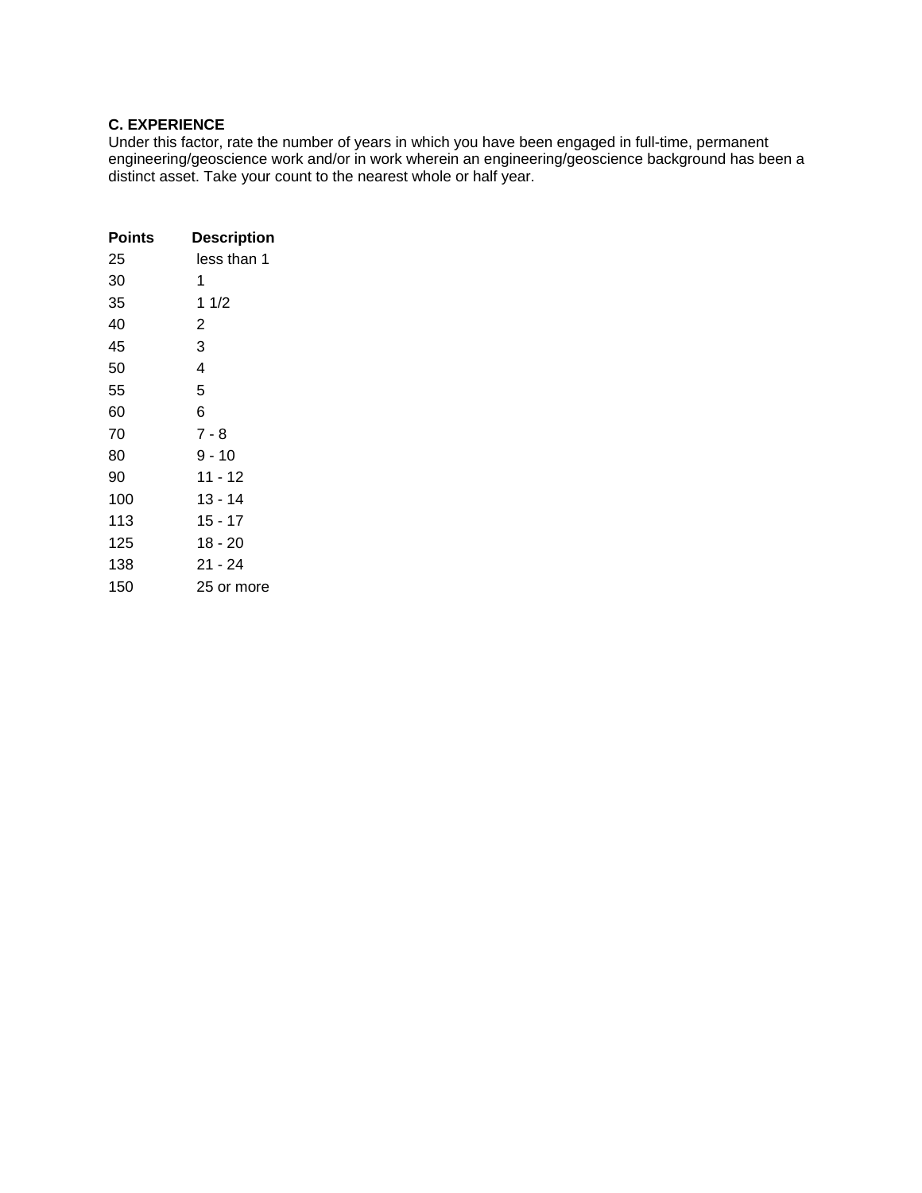**C. EXPERIENCE**

Under this factor, rate the number of years in which you have been engaged in full-time, permanent engineering/geoscience work and/or in work wherein an engineering/geoscience background has been a distinct asset. Take your count to the nearest whole or half year.

| Points | Description |
|---|---|
| 25 | less than 1 |
| 30 | 1 |
| 35 | 1 1/2 |
| 40 | 2 |
| 45 | 3 |
| 50 | 4 |
| 55 | 5 |
| 60 | 6 |
| 70 | 7 - 8 |
| 80 | 9 - 10 |
| 90 | 11 - 12 |
| 100 | 13 - 14 |
| 113 | 15 - 17 |
| 125 | 18 - 20 |
| 138 | 21 - 24 |
| 150 | 25 or more |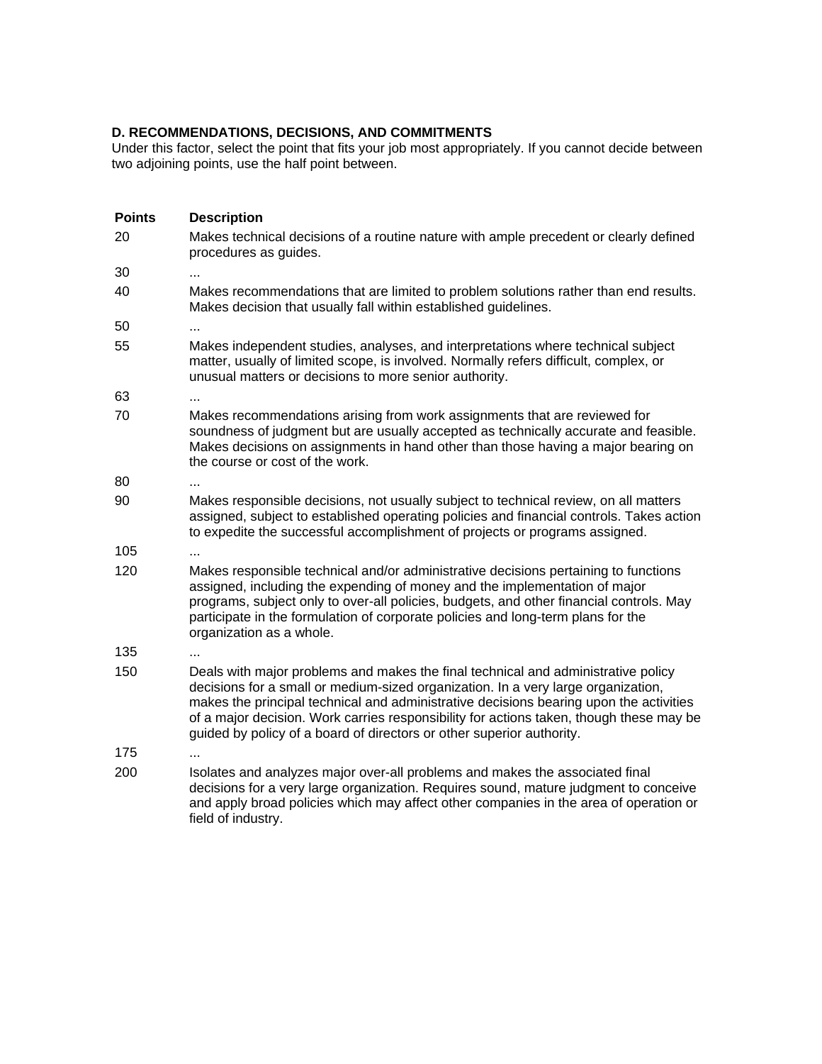**D. RECOMMENDATIONS, DECISIONS, AND COMMITMENTS**

Under this factor, select the point that fits your job most appropriately. If you cannot decide between two adjoining points, use the half point between.

| Points | Description |
|---|---|
| 20 | Makes technical decisions of a routine nature with ample precedent or clearly defined procedures as guides. |
| 30 | ... |
| 40 | Makes recommendations that are limited to problem solutions rather than end results. Makes decision that usually fall within established guidelines. |
| 50 | ... |
| 55 | Makes independent studies, analyses, and interpretations where technical subject matter, usually of limited scope, is involved. Normally refers difficult, complex, or unusual matters or decisions to more senior authority. |
| 63 | ... |
| 70 | Makes recommendations arising from work assignments that are reviewed for soundness of judgment but are usually accepted as technically accurate and feasible. Makes decisions on assignments in hand other than those having a major bearing on the course or cost of the work. |
| 80 | ... |
| 90 | Makes responsible decisions, not usually subject to technical review, on all matters assigned, subject to established operating policies and financial controls. Takes action to expedite the successful accomplishment of projects or programs assigned. |
| 105 | ... |
| 120 | Makes responsible technical and/or administrative decisions pertaining to functions assigned, including the expending of money and the implementation of major programs, subject only to over-all policies, budgets, and other financial controls. May participate in the formulation of corporate policies and long-term plans for the organization as a whole. |
| 135 | ... |
| 150 | Deals with major problems and makes the final technical and administrative policy decisions for a small or medium-sized organization. In a very large organization, makes the principal technical and administrative decisions bearing upon the activities of a major decision. Work carries responsibility for actions taken, though these may be guided by policy of a board of directors or other superior authority. |
| 175 | ... |
| 200 | Isolates and analyzes major over-all problems and makes the associated final decisions for a very large organization. Requires sound, mature judgment to conceive and apply broad policies which may affect other companies in the area of operation or field of industry. |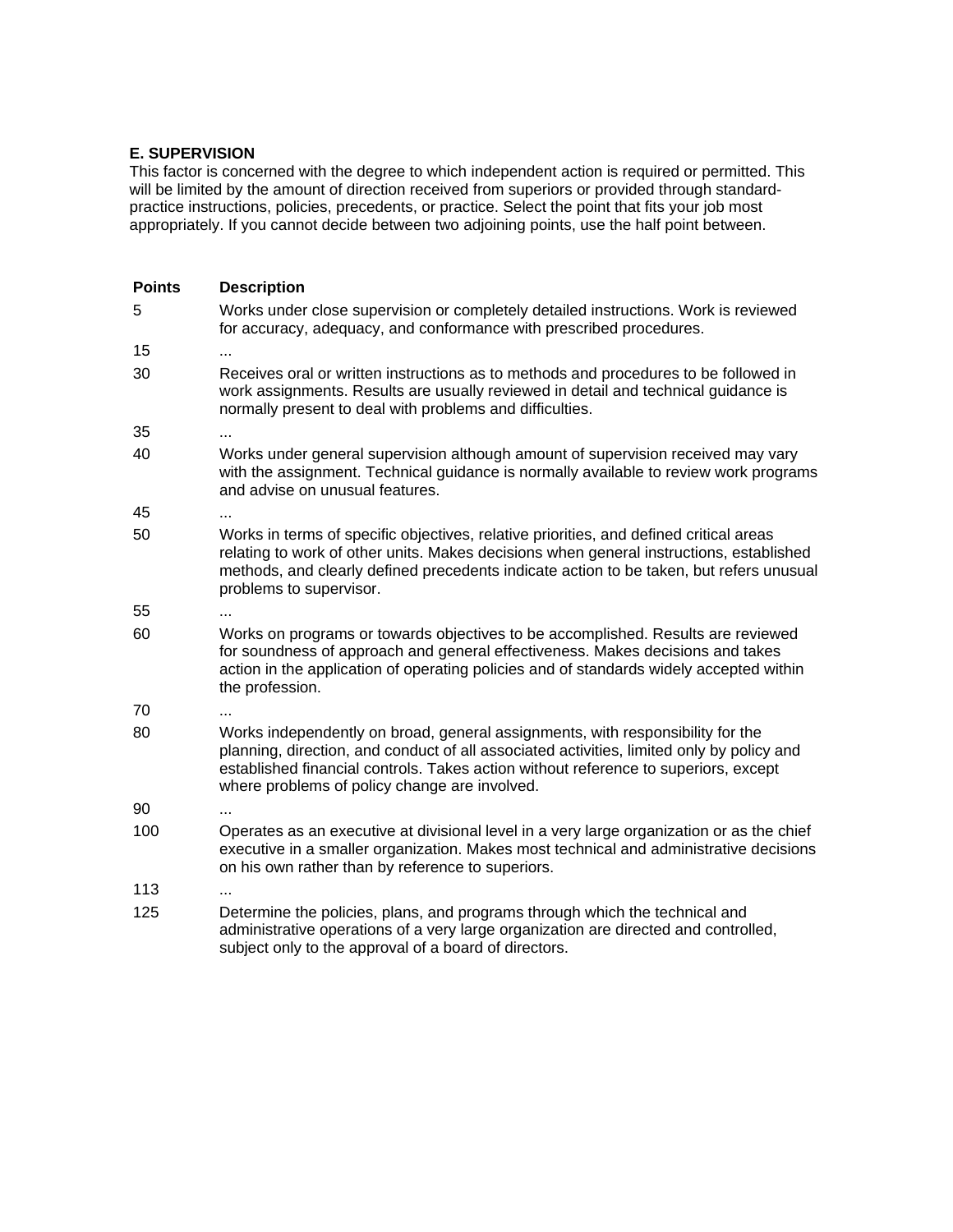**E. SUPERVISION**

This factor is concerned with the degree to which independent action is required or permitted. This will be limited by the amount of direction received from superiors or provided through standard-practice instructions, policies, precedents, or practice. Select the point that fits your job most appropriately. If you cannot decide between two adjoining points, use the half point between.

| Points | Description |
|---|---|
| 5 | Works under close supervision or completely detailed instructions. Work is reviewed for accuracy, adequacy, and conformance with prescribed procedures. |
| 15 | ... |
| 30 | Receives oral or written instructions as to methods and procedures to be followed in work assignments. Results are usually reviewed in detail and technical guidance is normally present to deal with problems and difficulties. |
| 35 | ... |
| 40 | Works under general supervision although amount of supervision received may vary with the assignment. Technical guidance is normally available to review work programs and advise on unusual features. |
| 45 | ... |
| 50 | Works in terms of specific objectives, relative priorities, and defined critical areas relating to work of other units. Makes decisions when general instructions, established methods, and clearly defined precedents indicate action to be taken, but refers unusual problems to supervisor. |
| 55 | ... |
| 60 | Works on programs or towards objectives to be accomplished. Results are reviewed for soundness of approach and general effectiveness. Makes decisions and takes action in the application of operating policies and of standards widely accepted within the profession. |
| 70 | ... |
| 80 | Works independently on broad, general assignments, with responsibility for the planning, direction, and conduct of all associated activities, limited only by policy and established financial controls. Takes action without reference to superiors, except where problems of policy change are involved. |
| 90 | ... |
| 100 | Operates as an executive at divisional level in a very large organization or as the chief executive in a smaller organization. Makes most technical and administrative decisions on his own rather than by reference to superiors. |
| 113 | ... |
| 125 | Determine the policies, plans, and programs through which the technical and administrative operations of a very large organization are directed and controlled, subject only to the approval of a board of directors. |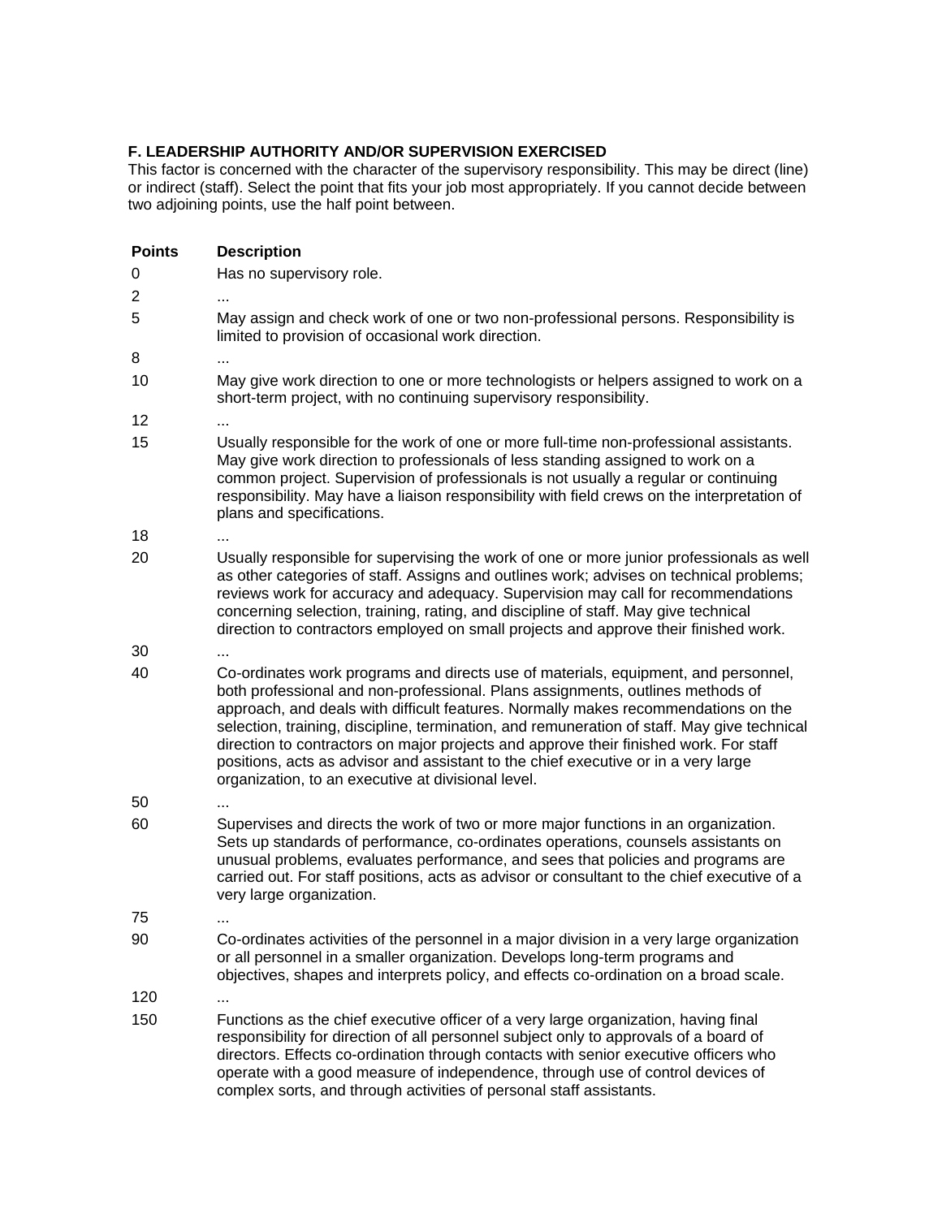**F. LEADERSHIP AUTHORITY AND/OR SUPERVISION EXERCISED**

This factor is concerned with the character of the supervisory responsibility. This may be direct (line) or indirect (staff). Select the point that fits your job most appropriately. If you cannot decide between two adjoining points, use the half point between.

| Points | Description |
|---|---|
| 0 | Has no supervisory role. |
| 2 | ... |
| 5 | May assign and check work of one or two non-professional persons. Responsibility is limited to provision of occasional work direction. |
| 8 | ... |
| 10 | May give work direction to one or more technologists or helpers assigned to work on a short-term project, with no continuing supervisory responsibility. |
| 12 | ... |
| 15 | Usually responsible for the work of one or more full-time non-professional assistants. May give work direction to professionals of less standing assigned to work on a common project. Supervision of professionals is not usually a regular or continuing responsibility. May have a liaison responsibility with field crews on the interpretation of plans and specifications. |
| 18 | ... |
| 20 | Usually responsible for supervising the work of one or more junior professionals as well as other categories of staff. Assigns and outlines work; advises on technical problems; reviews work for accuracy and adequacy. Supervision may call for recommendations concerning selection, training, rating, and discipline of staff. May give technical direction to contractors employed on small projects and approve their finished work. |
| 30 | ... |
| 40 | Co-ordinates work programs and directs use of materials, equipment, and personnel, both professional and non-professional. Plans assignments, outlines methods of approach, and deals with difficult features. Normally makes recommendations on the selection, training, discipline, termination, and remuneration of staff. May give technical direction to contractors on major projects and approve their finished work. For staff positions, acts as advisor and assistant to the chief executive or in a very large organization, to an executive at divisional level. |
| 50 | ... |
| 60 | Supervises and directs the work of two or more major functions in an organization. Sets up standards of performance, co-ordinates operations, counsels assistants on unusual problems, evaluates performance, and sees that policies and programs are carried out. For staff positions, acts as advisor or consultant to the chief executive of a very large organization. |
| 75 | ... |
| 90 | Co-ordinates activities of the personnel in a major division in a very large organization or all personnel in a smaller organization. Develops long-term programs and objectives, shapes and interprets policy, and effects co-ordination on a broad scale. |
| 120 | ... |
| 150 | Functions as the chief executive officer of a very large organization, having final responsibility for direction of all personnel subject only to approvals of a board of directors. Effects co-ordination through contacts with senior executive officers who operate with a good measure of independence, through use of control devices of complex sorts, and through activities of personal staff assistants. |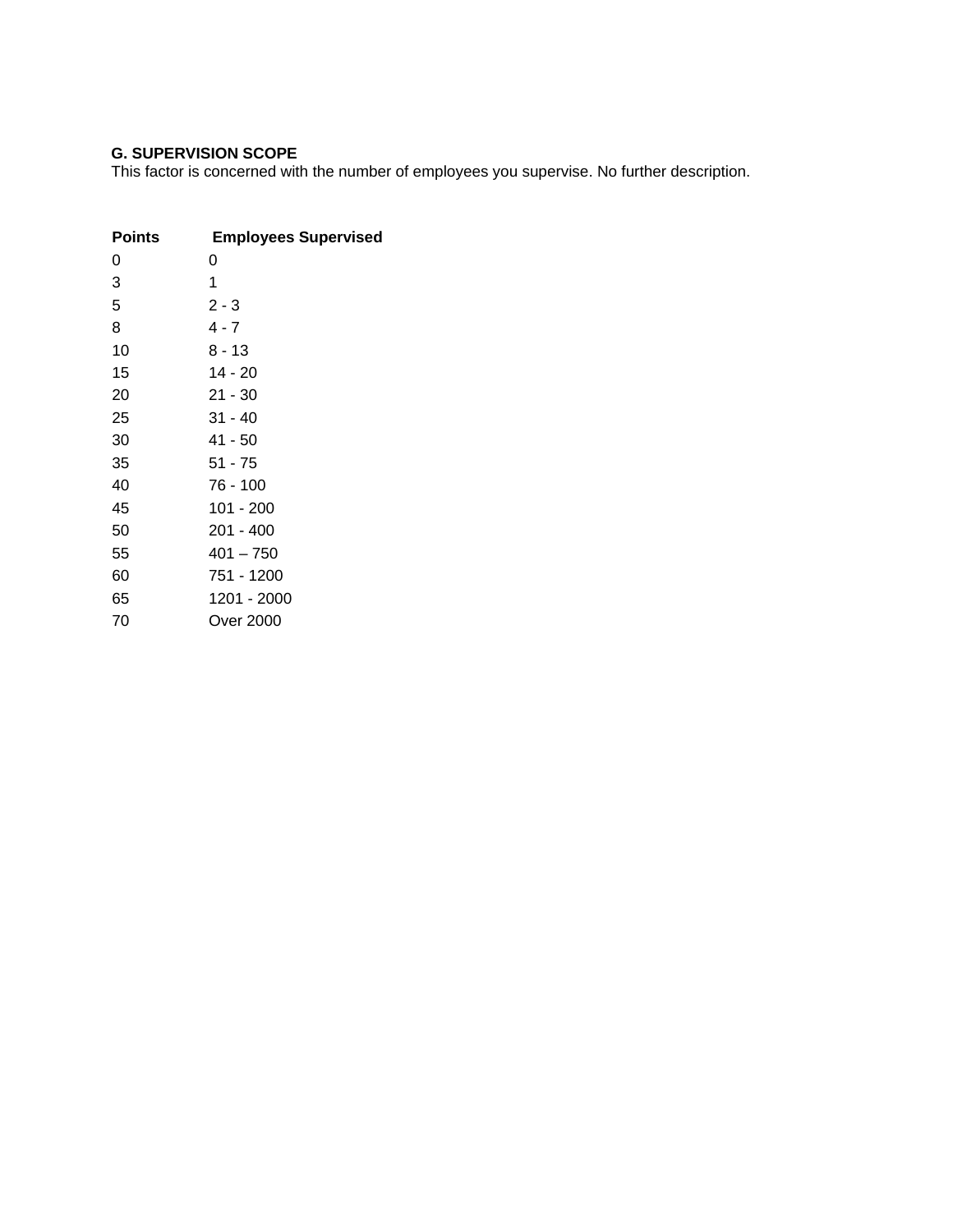**G. SUPERVISION SCOPE**

This factor is concerned with the number of employees you supervise. No further description.

| Points | Employees Supervised |
|---|---|
| 0 | 0 |
| 3 | 1 |
| 5 | 2 - 3 |
| 8 | 4 - 7 |
| 10 | 8 - 13 |
| 15 | 14 - 20 |
| 20 | 21 - 30 |
| 25 | 31 - 40 |
| 30 | 41 - 50 |
| 35 | 51 - 75 |
| 40 | 76 - 100 |
| 45 | 101 - 200 |
| 50 | 201 - 400 |
| 55 | 401 – 750 |
| 60 | 751 - 1200 |
| 65 | 1201 - 2000 |
| 70 | Over 2000 |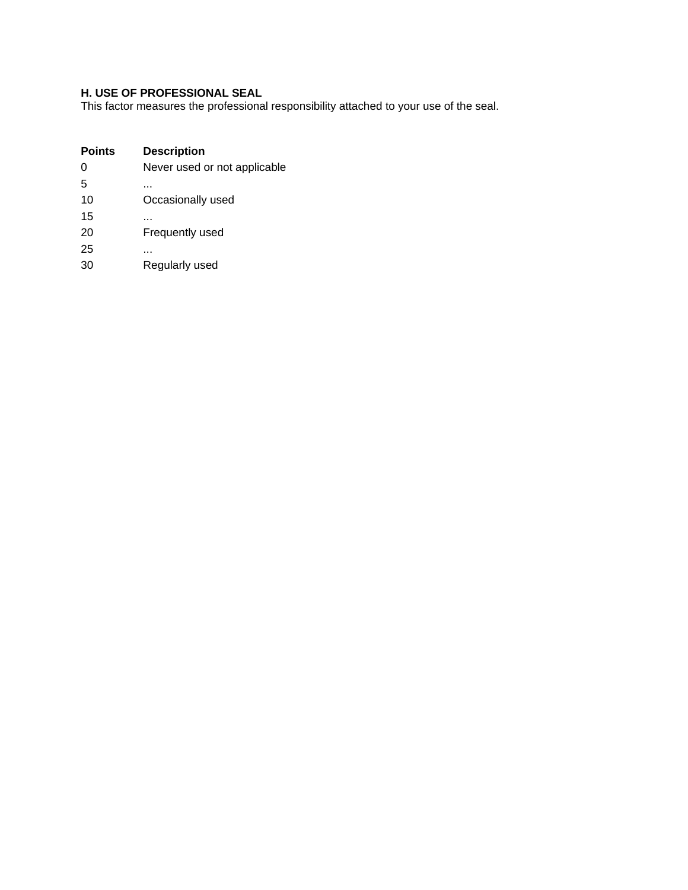**H. USE OF PROFESSIONAL SEAL**
This factor measures the professional responsibility attached to your use of the seal.

| Points | Description |
|---|---|
| 0 | Never used or not applicable |
| 5 | ... |
| 10 | Occasionally used |
| 15 | ... |
| 20 | Frequently used |
| 25 | ... |
| 30 | Regularly used |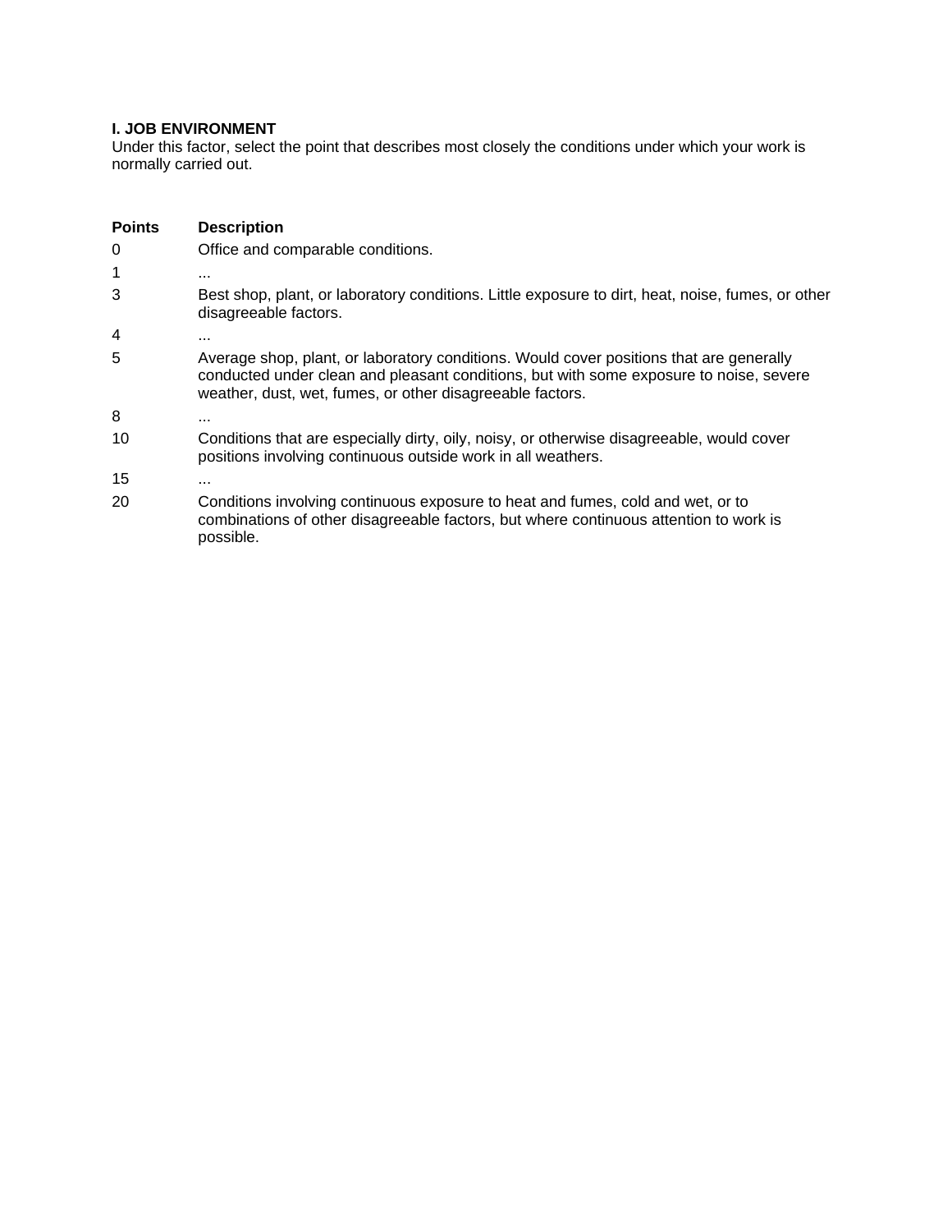**I. JOB ENVIRONMENT**

Under this factor, select the point that describes most closely the conditions under which your work is normally carried out.

| Points | Description |
| --- | --- |
| 0 | Office and comparable conditions. |
| 1 | ... |
| 3 | Best shop, plant, or laboratory conditions. Little exposure to dirt, heat, noise, fumes, or other disagreeable factors. |
| 4 | ... |
| 5 | Average shop, plant, or laboratory conditions. Would cover positions that are generally conducted under clean and pleasant conditions, but with some exposure to noise, severe weather, dust, wet, fumes, or other disagreeable factors. |
| 8 | ... |
| 10 | Conditions that are especially dirty, oily, noisy, or otherwise disagreeable, would cover positions involving continuous outside work in all weathers. |
| 15 | ... |
| 20 | Conditions involving continuous exposure to heat and fumes, cold and wet, or to combinations of other disagreeable factors, but where continuous attention to work is possible. |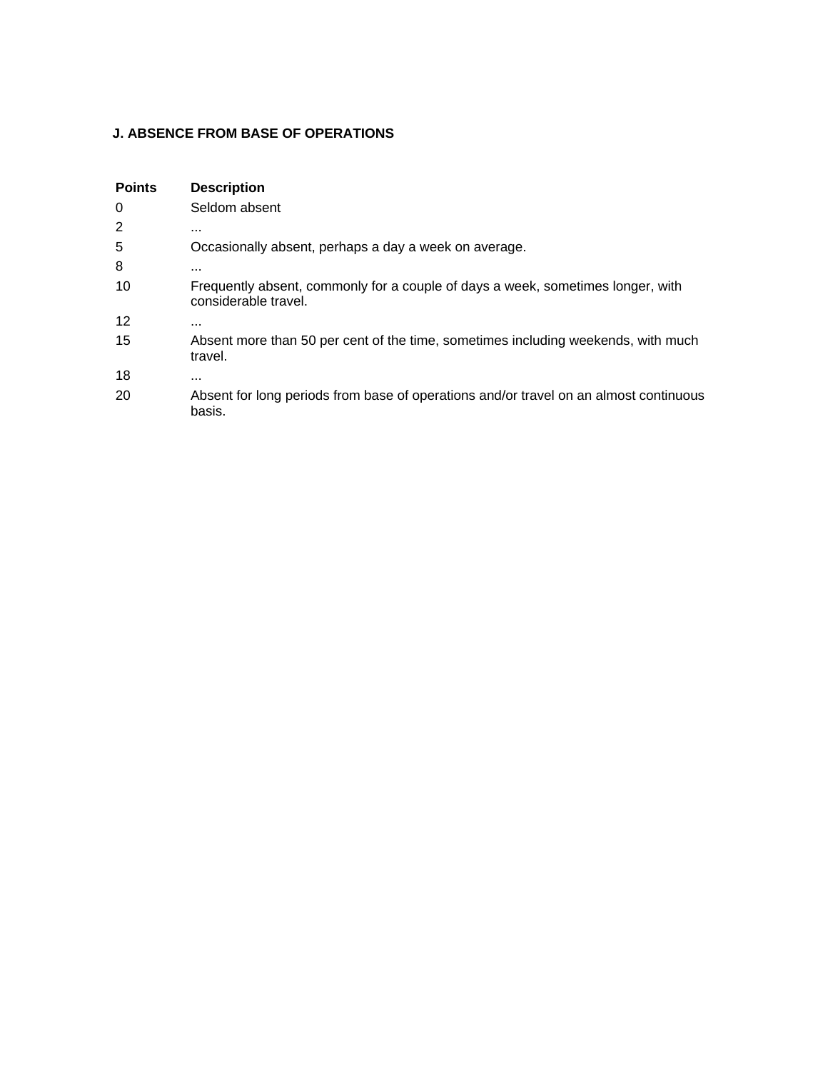### J. ABSENCE FROM BASE OF OPERATIONS

| Points | Description |
| --- | --- |
| 0 | Seldom absent |
| 2 | ... |
| 5 | Occasionally absent, perhaps a day a week on average. |
| 8 | ... |
| 10 | Frequently absent, commonly for a couple of days a week, sometimes longer, with considerable travel. |
| 12 | ... |
| 15 | Absent more than 50 per cent of the time, sometimes including weekends, with much travel. |
| 18 | ... |
| 20 | Absent for long periods from base of operations and/or travel on an almost continuous basis. |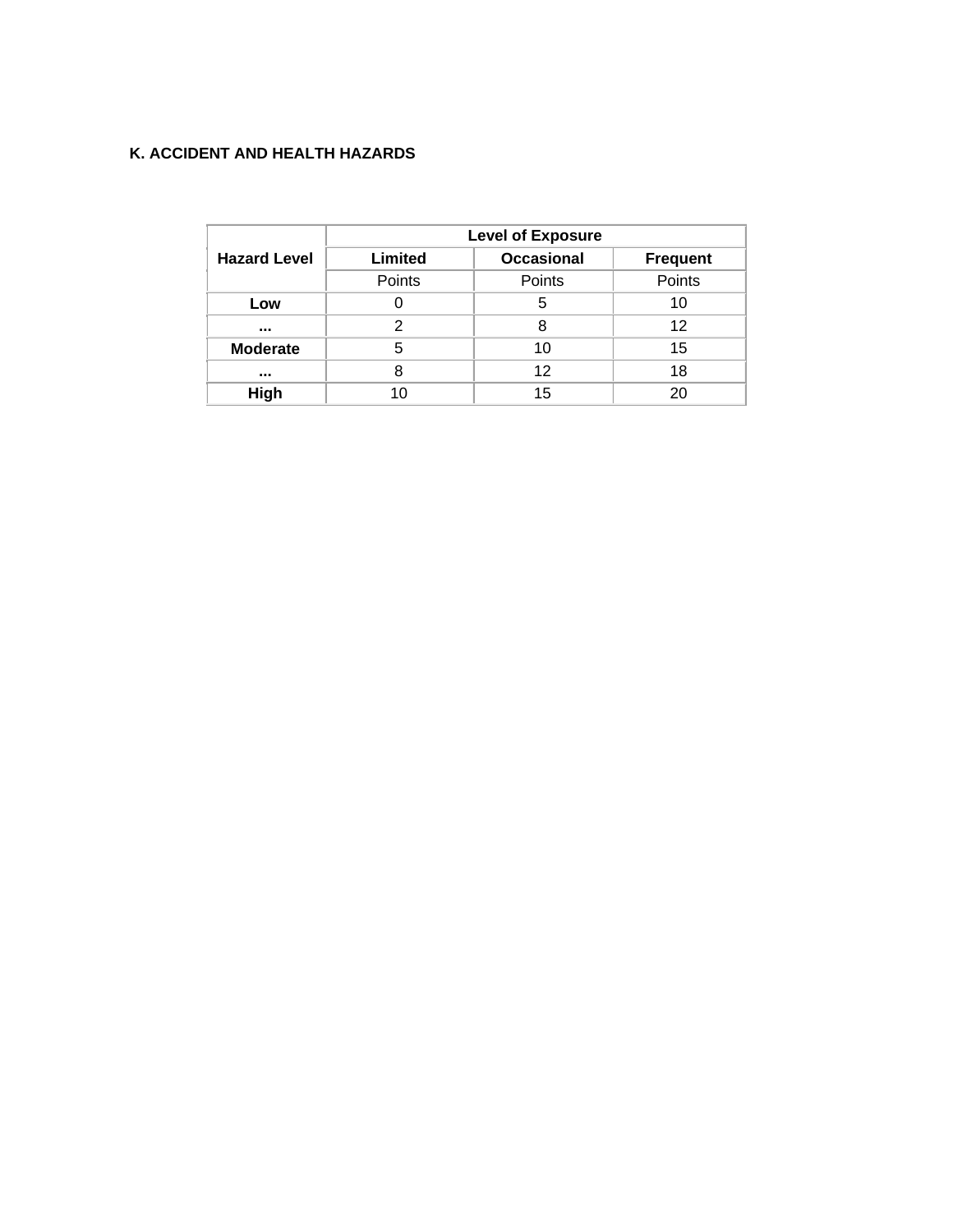**K. ACCIDENT AND HEALTH HAZARDS**

| Hazard Level | Level of Exposure | | |
|---|---|---|---|
| | **Limited** | **Occasional** | **Frequent** |
| | Points | Points | Points |
| **Low** | 0 | 5 | 10 |
| **...** | 2 | 8 | 12 |
| **Moderate** | 5 | 10 | 15 |
| **...** | 8 | 12 | 18 |
| **High** | 10 | 15 | 20 |